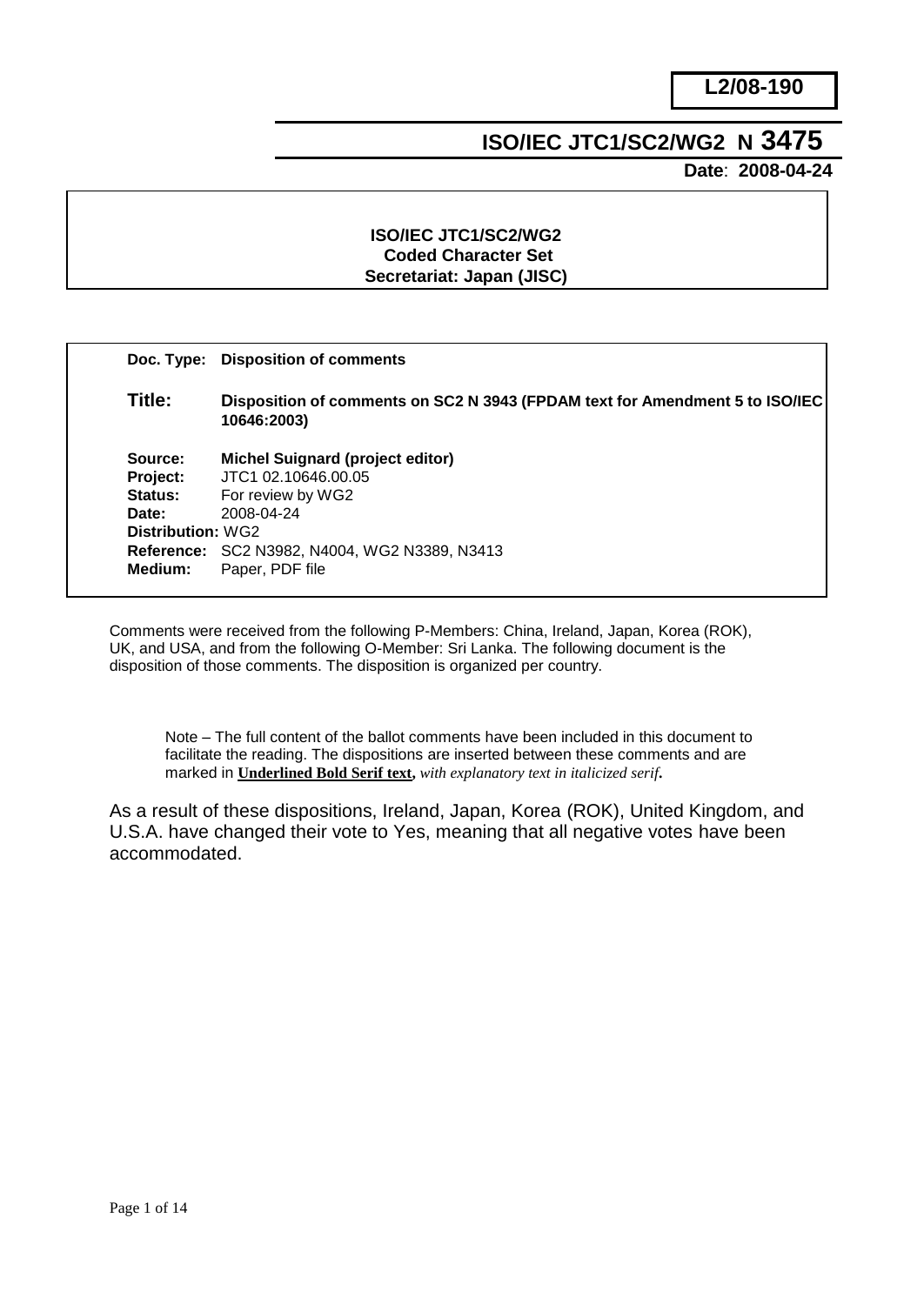**L2/08-190**

# ISO/IEC JTC1/SC2/WG2 N 3475

**Date**: **2008-04-24**

**ISO/IEC JTC1/SC2/WG2**
**Coded Character Set**
**Secretariat: Japan (JISC)**

| | |
|---|---|
| **Doc. Type:** | **Disposition of comments** |
| **Title:** | **Disposition of comments on SC2 N 3943 (FPDAM text for Amendment 5 to ISO/IEC 10646:2003)** |
| **Source:** | **Michel Suignard (project editor)** |
| **Project:** | JTC1 02.10646.00.05 |
| **Status:** | For review by WG2 |
| **Date:** | 2008-04-24 |
| **Distribution:** | WG2 |
| **Reference:** | SC2 N3982, N4004, WG2 N3389, N3413 |
| **Medium:** | Paper, PDF file |

Comments were received from the following P-Members: China, Ireland, Japan, Korea (ROK), UK, and USA, and from the following O-Member: Sri Lanka. The following document is the disposition of those comments. The disposition is organized per country.

> Note – The full content of the ballot comments have been included in this document to facilitate the reading. The dispositions are inserted between these comments and are marked in **Underlined Bold Serif text**, *with explanatory text in italicized serif*.

As a result of these dispositions, Ireland, Japan, Korea (ROK), United Kingdom, and U.S.A. have changed their vote to Yes, meaning that all negative votes have been accommodated.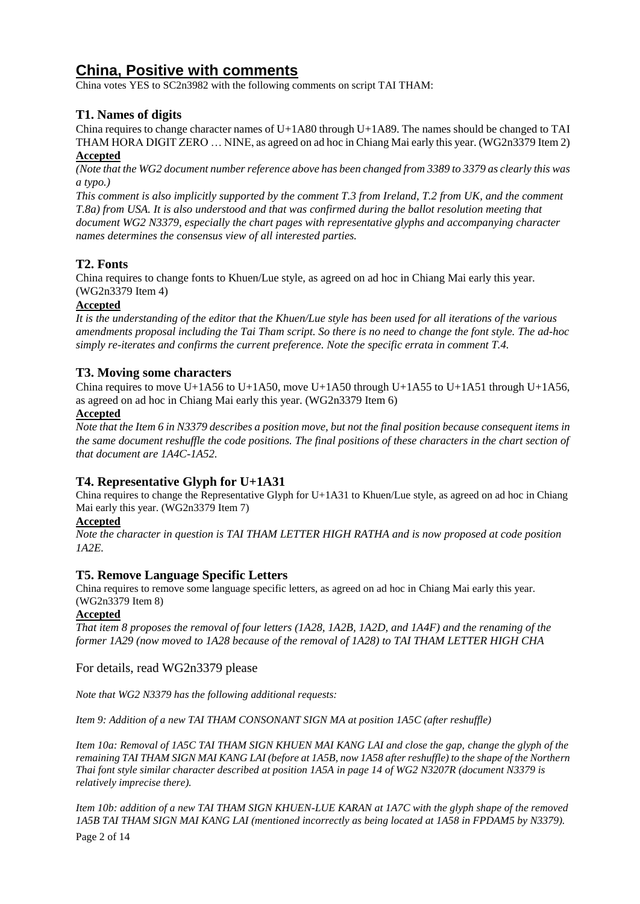## China, Positive with comments

China votes YES to SC2n3982 with the following comments on script TAI THAM:

### T1. Names of digits

China requires to change character names of U+1A80 through U+1A89. The names should be changed to TAI THAM HORA DIGIT ZERO … NINE, as agreed on ad hoc in Chiang Mai early this year. (WG2n3379 Item 2)

**Accepted**

*(Note that the WG2 document number reference above has been changed from 3389 to 3379 as clearly this was a typo.)*

*This comment is also implicitly supported by the comment T.3 from Ireland, T.2 from UK, and the comment T.8a) from USA. It is also understood and that was confirmed during the ballot resolution meeting that document WG2 N3379, especially the chart pages with representative glyphs and accompanying character names determines the consensus view of all interested parties.*

### T2. Fonts

China requires to change fonts to Khuen/Lue style, as agreed on ad hoc in Chiang Mai early this year. (WG2n3379 Item 4)

**Accepted**

*It is the understanding of the editor that the Khuen/Lue style has been used for all iterations of the various amendments proposal including the Tai Tham script. So there is no need to change the font style. The ad-hoc simply re-iterates and confirms the current preference. Note the specific errata in comment T.4.*

### T3. Moving some characters

China requires to move U+1A56 to U+1A50, move U+1A50 through U+1A55 to U+1A51 through U+1A56, as agreed on ad hoc in Chiang Mai early this year. (WG2n3379 Item 6)

**Accepted**

*Note that the Item 6 in N3379 describes a position move, but not the final position because consequent items in the same document reshuffle the code positions. The final positions of these characters in the chart section of that document are 1A4C-1A52.*

### T4. Representative Glyph for U+1A31

China requires to change the Representative Glyph for U+1A31 to Khuen/Lue style, as agreed on ad hoc in Chiang Mai early this year. (WG2n3379 Item 7)

**Accepted**

*Note the character in question is TAI THAM LETTER HIGH RATHA and is now proposed at code position 1A2E.*

### T5. Remove Language Specific Letters

China requires to remove some language specific letters, as agreed on ad hoc in Chiang Mai early this year. (WG2n3379 Item 8)

**Accepted**

*That item 8 proposes the removal of four letters (1A28, 1A2B, 1A2D, and 1A4F) and the renaming of the former 1A29 (now moved to 1A28 because of the removal of 1A28) to TAI THAM LETTER HIGH CHA*

For details, read WG2n3379 please

*Note that WG2 N3379 has the following additional requests:*

*Item 9: Addition of a new TAI THAM CONSONANT SIGN MA at position 1A5C (after reshuffle)*

*Item 10a: Removal of 1A5C TAI THAM SIGN KHUEN MAI KANG LAI and close the gap, change the glyph of the remaining TAI THAM SIGN MAI KANG LAI (before at 1A5B, now 1A58 after reshuffle) to the shape of the Northern Thai font style similar character described at position 1A5A in page 14 of WG2 N3207R (document N3379 is relatively imprecise there).*

*Item 10b: addition of a new TAI THAM SIGN KHUEN-LUE KARAN at 1A7C with the glyph shape of the removed 1A5B TAI THAM SIGN MAI KANG LAI (mentioned incorrectly as being located at 1A58 in FPDAM5 by N3379).*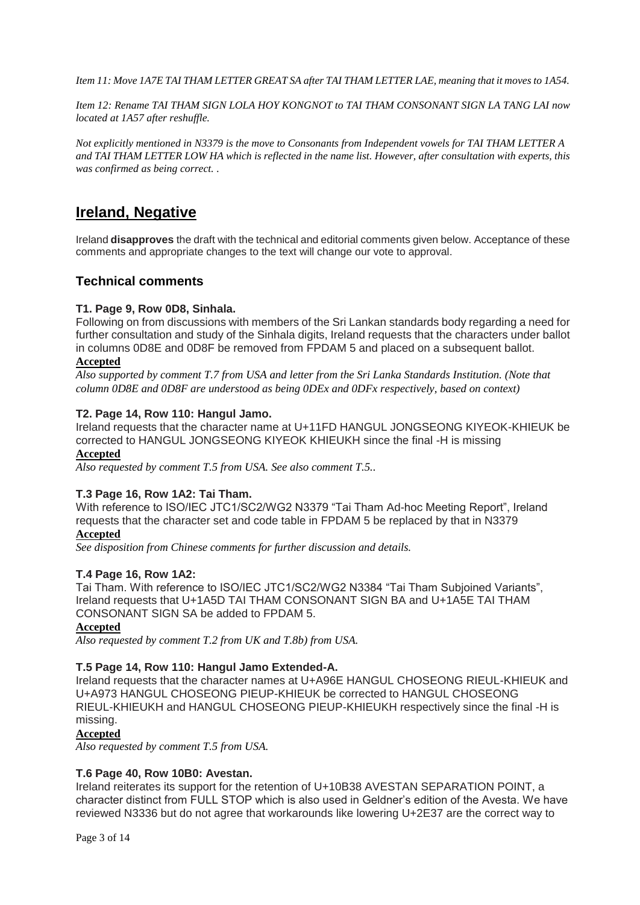*Item 11: Move 1A7E TAI THAM LETTER GREAT SA after TAI THAM LETTER LAE, meaning that it moves to 1A54.*

*Item 12: Rename TAI THAM SIGN LOLA HOY KONGNOT to TAI THAM CONSONANT SIGN LA TANG LAI now located at 1A57 after reshuffle.*

*Not explicitly mentioned in N3379 is the move to Consonants from Independent vowels for TAI THAM LETTER A and TAI THAM LETTER LOW HA which is reflected in the name list. However, after consultation with experts, this was confirmed as being correct. .*

## Ireland, Negative

Ireland **disapproves** the draft with the technical and editorial comments given below. Acceptance of these comments and appropriate changes to the text will change our vote to approval.

### Technical comments

#### T1. Page 9, Row 0D8, Sinhala.

Following on from discussions with members of the Sri Lankan standards body regarding a need for further consultation and study of the Sinhala digits, Ireland requests that the characters under ballot in columns 0D8E and 0D8F be removed from FPDAM 5 and placed on a subsequent ballot.

**Accepted**

*Also supported by comment T.7 from USA and letter from the Sri Lanka Standards Institution. (Note that column 0D8E and 0D8F are understood as being 0DEx and 0DFx respectively, based on context)*

#### T2. Page 14, Row 110: Hangul Jamo.

Ireland requests that the character name at U+11FD HANGUL JONGSEONG KIYEOK-KHIEUK be corrected to HANGUL JONGSEONG KIYEOK KHIEUKH since the final -H is missing

**Accepted**

*Also requested by comment T.5 from USA. See also comment T.5..*

#### T.3 Page 16, Row 1A2: Tai Tham.

With reference to ISO/IEC JTC1/SC2/WG2 N3379 "Tai Tham Ad-hoc Meeting Report", Ireland requests that the character set and code table in FPDAM 5 be replaced by that in N3379

**Accepted**

*See disposition from Chinese comments for further discussion and details.*

#### T.4 Page 16, Row 1A2:

Tai Tham. With reference to ISO/IEC JTC1/SC2/WG2 N3384 "Tai Tham Subjoined Variants", Ireland requests that U+1A5D TAI THAM CONSONANT SIGN BA and U+1A5E TAI THAM CONSONANT SIGN SA be added to FPDAM 5.

**Accepted**

*Also requested by comment T.2 from UK and T.8b) from USA.*

#### T.5 Page 14, Row 110: Hangul Jamo Extended-A.

Ireland requests that the character names at U+A96E HANGUL CHOSEONG RIEUL-KHIEUK and U+A973 HANGUL CHOSEONG PIEUP-KHIEUK be corrected to HANGUL CHOSEONG RIEUL-KHIEUKH and HANGUL CHOSEONG PIEUP-KHIEUKH respectively since the final -H is missing.

**Accepted**

*Also requested by comment T.5 from USA.*

#### T.6 Page 40, Row 10B0: Avestan.

Ireland reiterates its support for the retention of U+10B38 AVESTAN SEPARATION POINT, a character distinct from FULL STOP which is also used in Geldner's edition of the Avesta. We have reviewed N3336 but do not agree that workarounds like lowering U+2E37 are the correct way to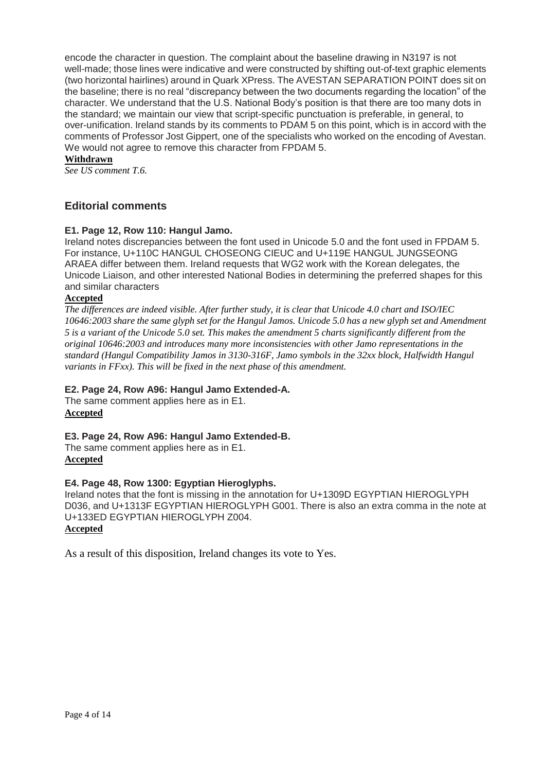encode the character in question. The complaint about the baseline drawing in N3197 is not well-made; those lines were indicative and were constructed by shifting out-of-text graphic elements (two horizontal hairlines) around in Quark XPress. The AVESTAN SEPARATION POINT does sit on the baseline; there is no real "discrepancy between the two documents regarding the location" of the character. We understand that the U.S. National Body's position is that there are too many dots in the standard; we maintain our view that script-specific punctuation is preferable, in general, to over-unification. Ireland stands by its comments to PDAM 5 on this point, which is in accord with the comments of Professor Jost Gippert, one of the specialists who worked on the encoding of Avestan. We would not agree to remove this character from FPDAM 5.

**Withdrawn**

*See US comment T.6.*

## Editorial comments

### E1. Page 12, Row 110: Hangul Jamo.

Ireland notes discrepancies between the font used in Unicode 5.0 and the font used in FPDAM 5. For instance, U+110C HANGUL CHOSEONG CIEUC and U+119E HANGUL JUNGSEONG ARAEA differ between them. Ireland requests that WG2 work with the Korean delegates, the Unicode Liaison, and other interested National Bodies in determining the preferred shapes for this and similar characters

**Accepted**

*The differences are indeed visible. After further study, it is clear that Unicode 4.0 chart and ISO/IEC 10646:2003 share the same glyph set for the Hangul Jamos. Unicode 5.0 has a new glyph set and Amendment 5 is a variant of the Unicode 5.0 set. This makes the amendment 5 charts significantly different from the original 10646:2003 and introduces many more inconsistencies with other Jamo representations in the standard (Hangul Compatibility Jamos in 3130-316F, Jamo symbols in the 32xx block, Halfwidth Hangul variants in FFxx). This will be fixed in the next phase of this amendment.*

### E2. Page 24, Row A96: Hangul Jamo Extended-A.

The same comment applies here as in E1.

**Accepted**

### E3. Page 24, Row A96: Hangul Jamo Extended-B.

The same comment applies here as in E1.

**Accepted**

### E4. Page 48, Row 1300: Egyptian Hieroglyphs.

Ireland notes that the font is missing in the annotation for U+1309D EGYPTIAN HIEROGLYPH D036, and U+1313F EGYPTIAN HIEROGLYPH G001. There is also an extra comma in the note at U+133ED EGYPTIAN HIEROGLYPH Z004.

**Accepted**

As a result of this disposition, Ireland changes its vote to Yes.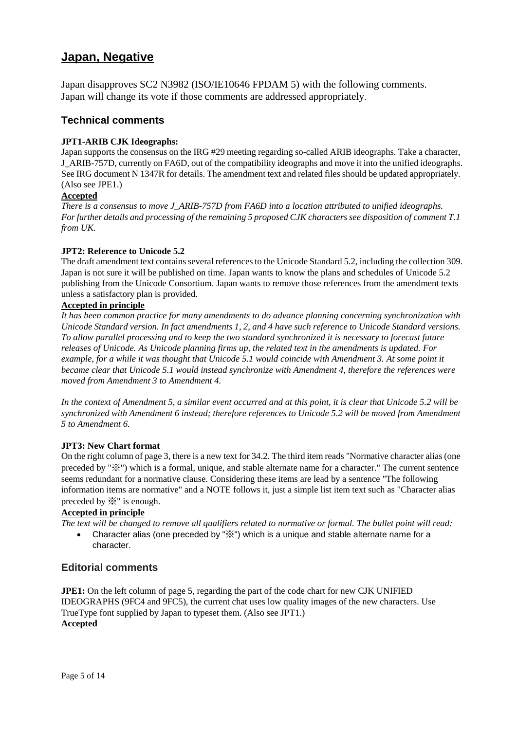## Japan, Negative

Japan disapproves SC2 N3982 (ISO/IE10646 FPDAM 5) with the following comments.
Japan will change its vote if those comments are addressed appropriately.

### Technical comments

**JPT1-ARIB CJK Ideographs:**

Japan supports the consensus on the IRG #29 meeting regarding so-called ARIB ideographs. Take a character, J_ARIB-757D, currently on FA6D, out of the compatibility ideographs and move it into the unified ideographs. See IRG document N 1347R for details. The amendment text and related files should be updated appropriately. (Also see JPE1.)

**Accepted**

*There is a consensus to move J_ARIB-757D from FA6D into a location attributed to unified ideographs. For further details and processing of the remaining 5 proposed CJK characters see disposition of comment T.1 from UK.*

**JPT2: Reference to Unicode 5.2**

The draft amendment text contains several references to the Unicode Standard 5.2, including the collection 309. Japan is not sure it will be published on time. Japan wants to know the plans and schedules of Unicode 5.2 publishing from the Unicode Consortium. Japan wants to remove those references from the amendment texts unless a satisfactory plan is provided.

**Accepted in principle**

*It has been common practice for many amendments to do advance planning concerning synchronization with Unicode Standard version. In fact amendments 1, 2, and 4 have such reference to Unicode Standard versions. To allow parallel processing and to keep the two standard synchronized it is necessary to forecast future releases of Unicode. As Unicode planning firms up, the related text in the amendments is updated. For example, for a while it was thought that Unicode 5.1 would coincide with Amendment 3. At some point it became clear that Unicode 5.1 would instead synchronize with Amendment 4, therefore the references were moved from Amendment 3 to Amendment 4.*

*In the context of Amendment 5, a similar event occurred and at this point, it is clear that Unicode 5.2 will be synchronized with Amendment 6 instead; therefore references to Unicode 5.2 will be moved from Amendment 5 to Amendment 6.*

**JPT3: New Chart format**

On the right column of page 3, there is a new text for 34.2. The third item reads "Normative character alias (one preceded by "※") which is a formal, unique, and stable alternate name for a character." The current sentence seems redundant for a normative clause. Considering these items are lead by a sentence "The following information items are normative" and a NOTE follows it, just a simple list item text such as "Character alias preceded by ※" is enough.

**Accepted in principle**

*The text will be changed to remove all qualifiers related to normative or formal. The bullet point will read:*

- Character alias (one preceded by "※") which is a unique and stable alternate name for a character.

### Editorial comments

**JPE1:** On the left column of page 5, regarding the part of the code chart for new CJK UNIFIED IDEOGRAPHS (9FC4 and 9FC5), the current chat uses low quality images of the new characters. Use TrueType font supplied by Japan to typeset them. (Also see JPT1.)

**Accepted**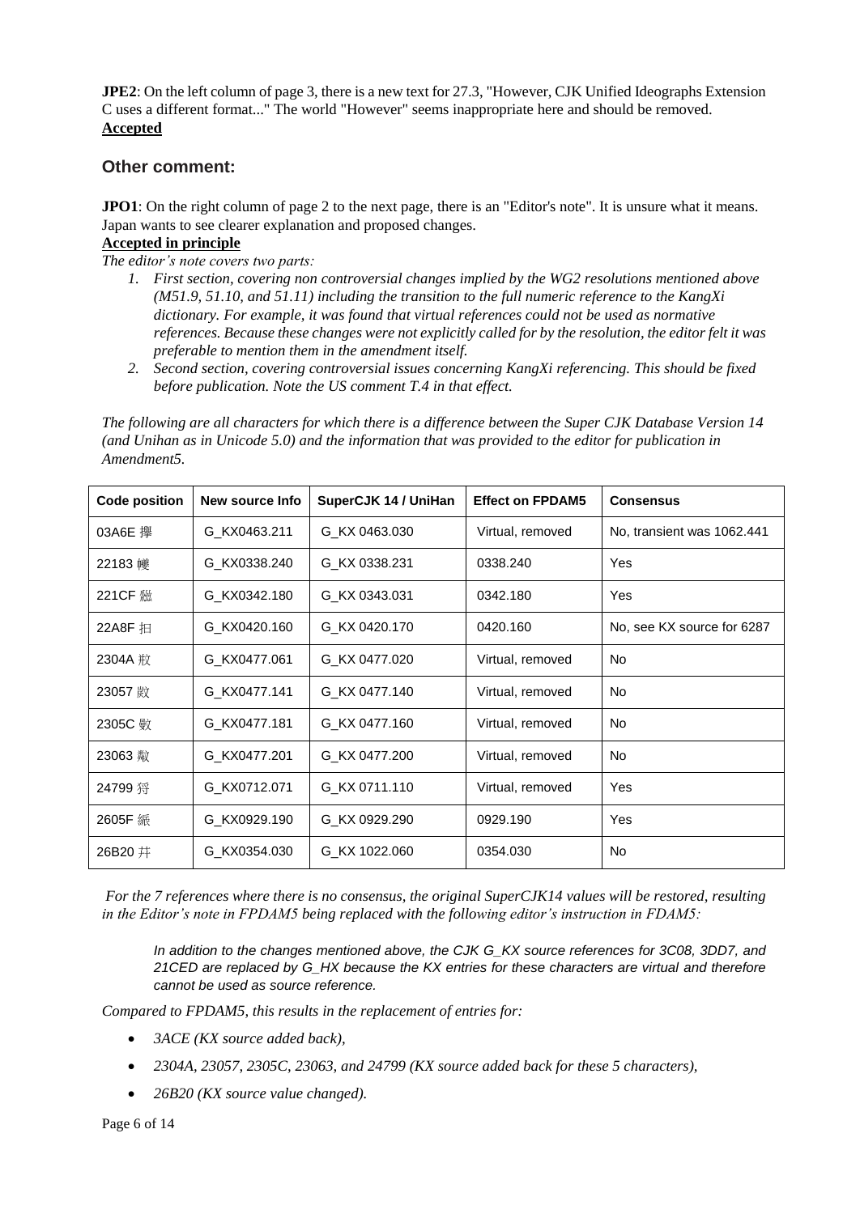**JPE2**: On the left column of page 3, there is a new text for 27.3, "However, CJK Unified Ideographs Extension C uses a different format..." The world "However" seems inappropriate here and should be removed.
**Accepted**

## Other comment:

**JPO1**: On the right column of page 2 to the next page, there is an "Editor's note". It is unsure what it means. Japan wants to see clearer explanation and proposed changes.
**Accepted in principle**

*The editor's note covers two parts:*

1. *First section, covering non controversial changes implied by the WG2 resolutions mentioned above (M51.9, 51.10, and 51.11) including the transition to the full numeric reference to the KangXi dictionary. For example, it was found that virtual references could not be used as normative references. Because these changes were not explicitly called for by the resolution, the editor felt it was preferable to mention them in the amendment itself.*
2. *Second section, covering controversial issues concerning KangXi referencing. This should be fixed before publication. Note the US comment T.4 in that effect.*

*The following are all characters for which there is a difference between the Super CJK Database Version 14 (and Unihan as in Unicode 5.0) and the information that was provided to the editor for publication in Amendment5.*

| Code position | New source Info | SuperCJK 14 / UniHan | Effect on FPDAM5 | Consensus |
|---|---|---|---|---|
| 03A6E 擮 | G_KX0463.211 | G_KX 0463.030 | Virtual, removed | No, transient was 1062.441 |
| 22183 㠂 | G_KX0338.240 | G_KX 0338.231 | 0338.240 | Yes |
| 221CF 㠏 | G_KX0342.180 | G_KX 0343.031 | 0342.180 | Yes |
| 22A8F 扫 | G_KX0420.160 | G_KX 0420.170 | 0420.160 | No, see KX source for 6287 |
| 2304A 敊 | G_KX0477.061 | G_KX 0477.020 | Virtual, removed | No |
| 23057 敗 | G_KX0477.141 | G_KX 0477.140 | Virtual, removed | No |
| 2305C 數 | G_KX0477.181 | G_KX 0477.160 | Virtual, removed | No |
| 23063 敹 | G_KX0477.201 | G_KX 0477.200 | Virtual, removed | No |
| 24799 狩 | G_KX0712.071 | G_KX 0711.110 | Virtual, removed | Yes |
| 2605F 紙 | G_KX0929.190 | G_KX 0929.290 | 0929.190 | Yes |
| 26B20 并 | G_KX0354.030 | G_KX 1022.060 | 0354.030 | No |

*For the 7 references where there is no consensus, the original SuperCJK14 values will be restored, resulting in the Editor's note in FPDAM5 being replaced with the following editor's instruction in FDAM5:*

> *In addition to the changes mentioned above, the CJK G_KX source references for 3C08, 3DD7, and 21CED are replaced by G_HX because the KX entries for these characters are virtual and therefore cannot be used as source reference.*

*Compared to FPDAM5, this results in the replacement of entries for:*

- *3ACE (KX source added back),*
- *2304A, 23057, 2305C, 23063, and 24799 (KX source added back for these 5 characters),*
- *26B20 (KX source value changed).*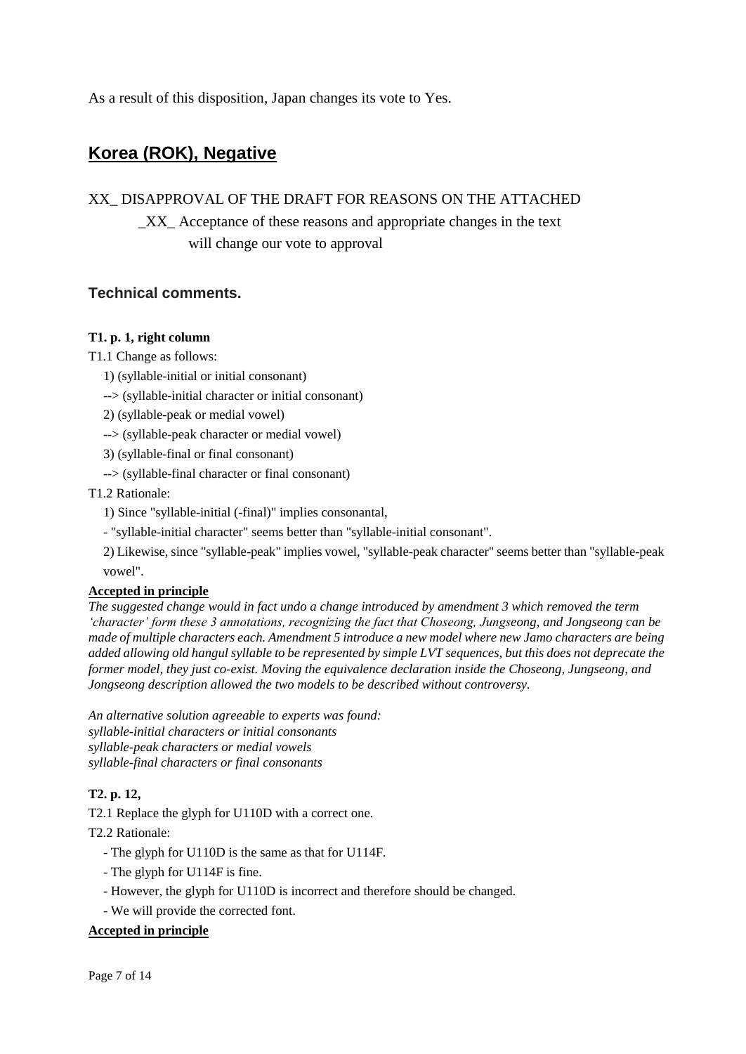As a result of this disposition, Japan changes its vote to Yes.

## Korea (ROK), Negative

XX_ DISAPPROVAL OF THE DRAFT FOR REASONS ON THE ATTACHED

_XX_ Acceptance of these reasons and appropriate changes in the text will change our vote to approval

### Technical comments.

**T1. p. 1, right column**

T1.1 Change as follows:

1) (syllable-initial or initial consonant)

--> (syllable-initial character or initial consonant)

2) (syllable-peak or medial vowel)

--> (syllable-peak character or medial vowel)

3) (syllable-final or final consonant)

--> (syllable-final character or final consonant)

T1.2 Rationale:

1) Since "syllable-initial (-final)" implies consonantal,

- "syllable-initial character" seems better than "syllable-initial consonant".

2) Likewise, since "syllable-peak" implies vowel, "syllable-peak character" seems better than "syllable-peak vowel".

**Accepted in principle**

*The suggested change would in fact undo a change introduced by amendment 3 which removed the term 'character' form these 3 annotations, recognizing the fact that Choseong, Jungseong, and Jongseong can be made of multiple characters each. Amendment 5 introduce a new model where new Jamo characters are being added allowing old hangul syllable to be represented by simple LVT sequences, but this does not deprecate the former model, they just co-exist. Moving the equivalence declaration inside the Choseong, Jungseong, and Jongseong description allowed the two models to be described without controversy.*

*An alternative solution agreeable to experts was found:*
*syllable-initial characters or initial consonants*
*syllable-peak characters or medial vowels*
*syllable-final characters or final consonants*

**T2. p. 12,**

T2.1 Replace the glyph for U110D with a correct one.

T2.2 Rationale:

- The glyph for U110D is the same as that for U114F.
- The glyph for U114F is fine.
- However, the glyph for U110D is incorrect and therefore should be changed.
- We will provide the corrected font.

**Accepted in principle**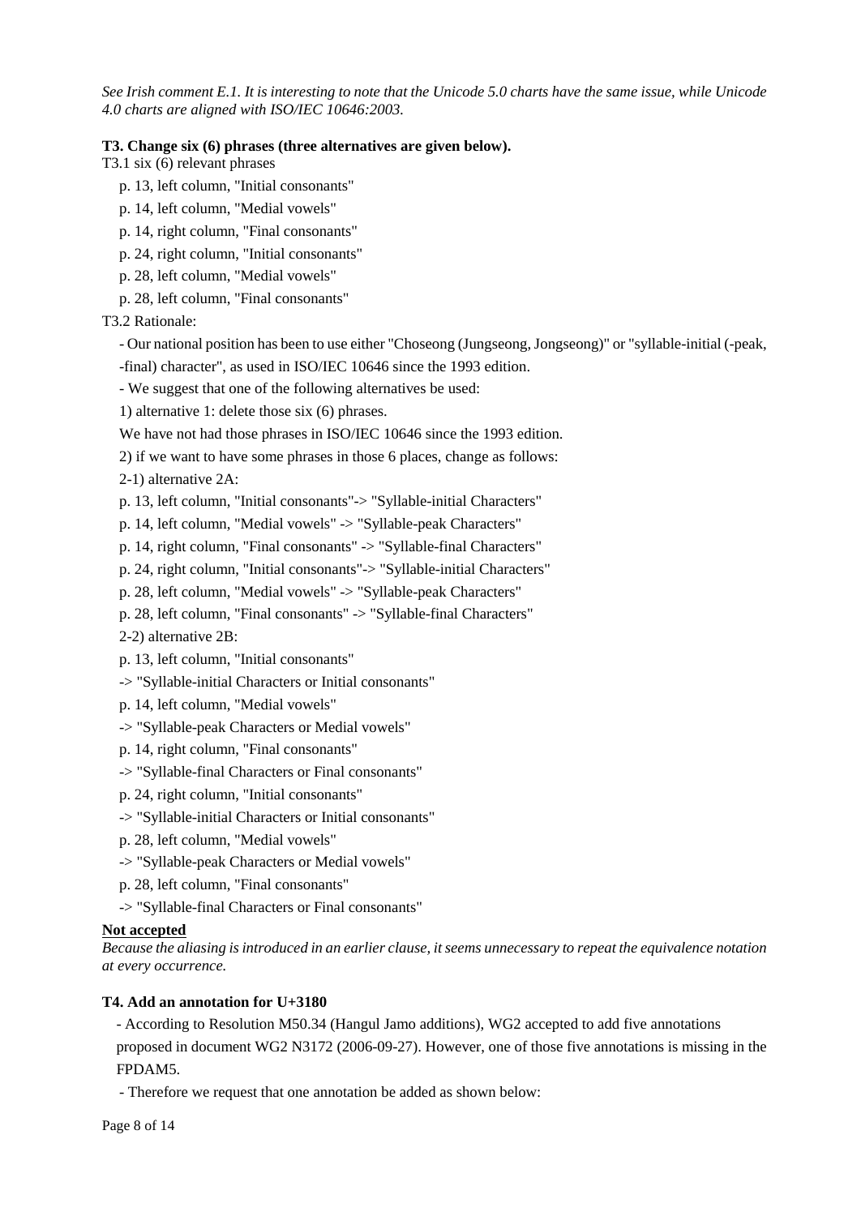*See Irish comment E.1. It is interesting to note that the Unicode 5.0 charts have the same issue, while Unicode 4.0 charts are aligned with ISO/IEC 10646:2003.*

**T3. Change six (6) phrases (three alternatives are given below).**

T3.1 six (6) relevant phrases

p. 13, left column, "Initial consonants"

p. 14, left column, "Medial vowels"

p. 14, right column, "Final consonants"

p. 24, right column, "Initial consonants"

p. 28, left column, "Medial vowels"

p. 28, left column, "Final consonants"

T3.2 Rationale:

- Our national position has been to use either "Choseong (Jungseong, Jongseong)" or "syllable-initial (-peak, -final) character", as used in ISO/IEC 10646 since the 1993 edition.

- We suggest that one of the following alternatives be used:

1) alternative 1: delete those six (6) phrases.

We have not had those phrases in ISO/IEC 10646 since the 1993 edition.

2) if we want to have some phrases in those 6 places, change as follows:

2-1) alternative 2A:

p. 13, left column, "Initial consonants"-> "Syllable-initial Characters"

p. 14, left column, "Medial vowels" -> "Syllable-peak Characters"

p. 14, right column, "Final consonants" -> "Syllable-final Characters"

p. 24, right column, "Initial consonants"-> "Syllable-initial Characters"

p. 28, left column, "Medial vowels" -> "Syllable-peak Characters"

p. 28, left column, "Final consonants" -> "Syllable-final Characters"

2-2) alternative 2B:

p. 13, left column, "Initial consonants"

-> "Syllable-initial Characters or Initial consonants"

p. 14, left column, "Medial vowels"

-> "Syllable-peak Characters or Medial vowels"

p. 14, right column, "Final consonants"

-> "Syllable-final Characters or Final consonants"

p. 24, right column, "Initial consonants"

-> "Syllable-initial Characters or Initial consonants"

p. 28, left column, "Medial vowels"

-> "Syllable-peak Characters or Medial vowels"

p. 28, left column, "Final consonants"

-> "Syllable-final Characters or Final consonants"

**Not accepted**

*Because the aliasing is introduced in an earlier clause, it seems unnecessary to repeat the equivalence notation at every occurrence.*

**T4. Add an annotation for U+3180**

- According to Resolution M50.34 (Hangul Jamo additions), WG2 accepted to add five annotations proposed in document WG2 N3172 (2006-09-27). However, one of those five annotations is missing in the FPDAM5.

- Therefore we request that one annotation be added as shown below: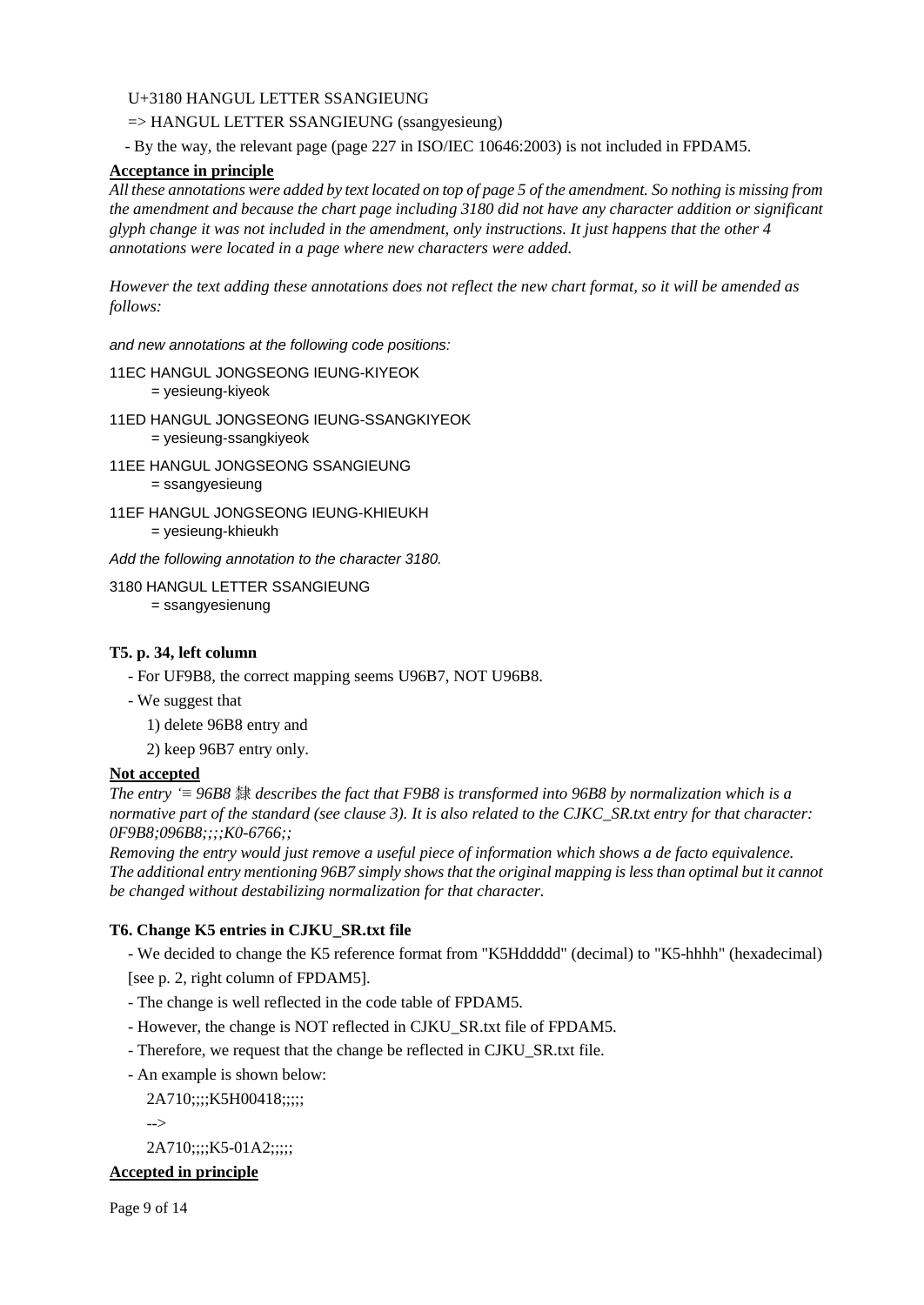U+3180 HANGUL LETTER SSANGIEUNG

=> HANGUL LETTER SSANGIEUNG (ssangyesieung)

- By the way, the relevant page (page 227 in ISO/IEC 10646:2003) is not included in FPDAM5.

**Acceptance in principle**

*All these annotations were added by text located on top of page 5 of the amendment. So nothing is missing from the amendment and because the chart page including 3180 did not have any character addition or significant glyph change it was not included in the amendment, only instructions. It just happens that the other 4 annotations were located in a page where new characters were added.*

*However the text adding these annotations does not reflect the new chart format, so it will be amended as follows:*

*and new annotations at the following code positions:*

11EC HANGUL JONGSEONG IEUNG-KIYEOK
    = yesieung-kiyeok

11ED HANGUL JONGSEONG IEUNG-SSANGKIYEOK
    = yesieung-ssangkiyeok

11EE HANGUL JONGSEONG SSANGIEUNG
    = ssangyesieung

11EF HANGUL JONGSEONG IEUNG-KHIEUKH
    = yesieung-khieukh

*Add the following annotation to the character 3180.*

3180 HANGUL LETTER SSANGIEUNG
    = ssangyesienung

**T5. p. 34, left column**

- For UF9B8, the correct mapping seems U96B7, NOT U96B8.
- We suggest that
    1) delete 96B8 entry and
    2) keep 96B7 entry only.

**Not accepted**

*The entry '≡ 96B8 隸 describes the fact that F9B8 is transformed into 96B8 by normalization which is a normative part of the standard (see clause 3). It is also related to the CJKC_SR.txt entry for that character: 0F9B8;096B8;;;;K0-6766;;*

*Removing the entry would just remove a useful piece of information which shows a de facto equivalence. The additional entry mentioning 96B7 simply shows that the original mapping is less than optimal but it cannot be changed without destabilizing normalization for that character.*

**T6. Change K5 entries in CJKU_SR.txt file**

- We decided to change the K5 reference format from "K5Hddddd" (decimal) to "K5-hhhh" (hexadecimal) [see p. 2, right column of FPDAM5].
- The change is well reflected in the code table of FPDAM5.
- However, the change is NOT reflected in CJKU_SR.txt file of FPDAM5.
- Therefore, we request that the change be reflected in CJKU_SR.txt file.
- An example is shown below:

    2A710;;;;K5H00418;;;;;

    -->

    2A710;;;;K5-01A2;;;;;

**Accepted in principle**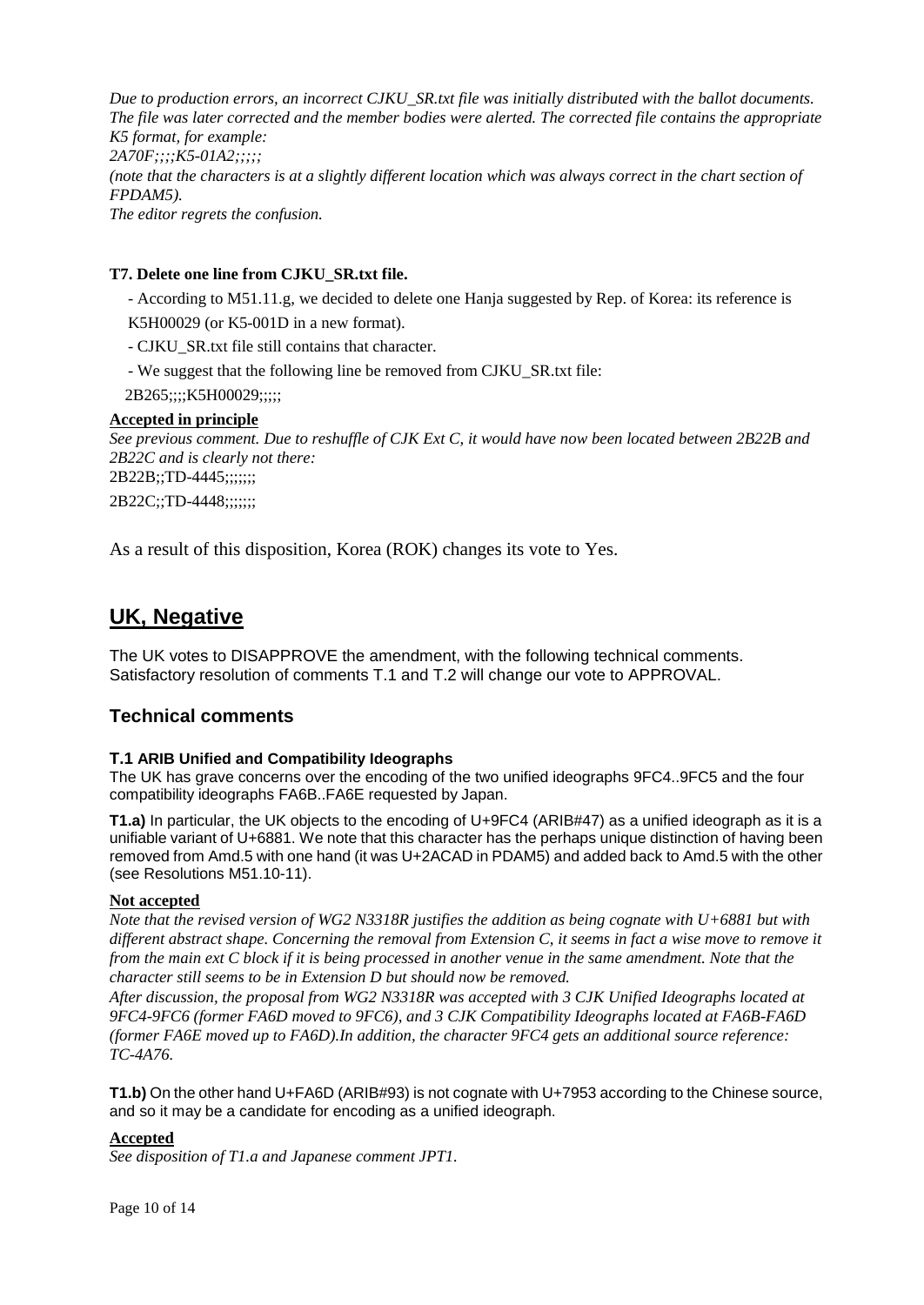*Due to production errors, an incorrect CJKU_SR.txt file was initially distributed with the ballot documents. The file was later corrected and the member bodies were alerted. The corrected file contains the appropriate K5 format, for example:*
*2A70F;;;;K5-01A2;;;;;*
*(note that the characters is at a slightly different location which was always correct in the chart section of FPDAM5).*
*The editor regrets the confusion.*

**T7. Delete one line from CJKU_SR.txt file.**

- According to M51.11.g, we decided to delete one Hanja suggested by Rep. of Korea: its reference is K5H00029 (or K5-001D in a new format).
- CJKU_SR.txt file still contains that character.
- We suggest that the following line be removed from CJKU_SR.txt file:

2B265;;;;K5H00029;;;;;

**Accepted in principle**

*See previous comment. Due to reshuffle of CJK Ext C, it would have now been located between 2B22B and 2B22C and is clearly not there:*
2B22B;;TD-4445;;;;;;;
2B22C;;TD-4448;;;;;;;

As a result of this disposition, Korea (ROK) changes its vote to Yes.

## UK, Negative

The UK votes to DISAPPROVE the amendment, with the following technical comments. Satisfactory resolution of comments T.1 and T.2 will change our vote to APPROVAL.

### Technical comments

#### T.1 ARIB Unified and Compatibility Ideographs

The UK has grave concerns over the encoding of the two unified ideographs 9FC4..9FC5 and the four compatibility ideographs FA6B..FA6E requested by Japan.

**T1.a)** In particular, the UK objects to the encoding of U+9FC4 (ARIB#47) as a unified ideograph as it is a unifiable variant of U+6881. We note that this character has the perhaps unique distinction of having been removed from Amd.5 with one hand (it was U+2ACAD in PDAM5) and added back to Amd.5 with the other (see Resolutions M51.10-11).

**Not accepted**

*Note that the revised version of WG2 N3318R justifies the addition as being cognate with U+6881 but with different abstract shape. Concerning the removal from Extension C, it seems in fact a wise move to remove it from the main ext C block if it is being processed in another venue in the same amendment. Note that the character still seems to be in Extension D but should now be removed.*
*After discussion, the proposal from WG2 N3318R was accepted with 3 CJK Unified Ideographs located at 9FC4-9FC6 (former FA6D moved to 9FC6), and 3 CJK Compatibility Ideographs located at FA6B-FA6D (former FA6E moved up to FA6D).In addition, the character 9FC4 gets an additional source reference: TC-4A76.*

**T1.b)** On the other hand U+FA6D (ARIB#93) is not cognate with U+7953 according to the Chinese source, and so it may be a candidate for encoding as a unified ideograph.

**Accepted**

*See disposition of T1.a and Japanese comment JPT1.*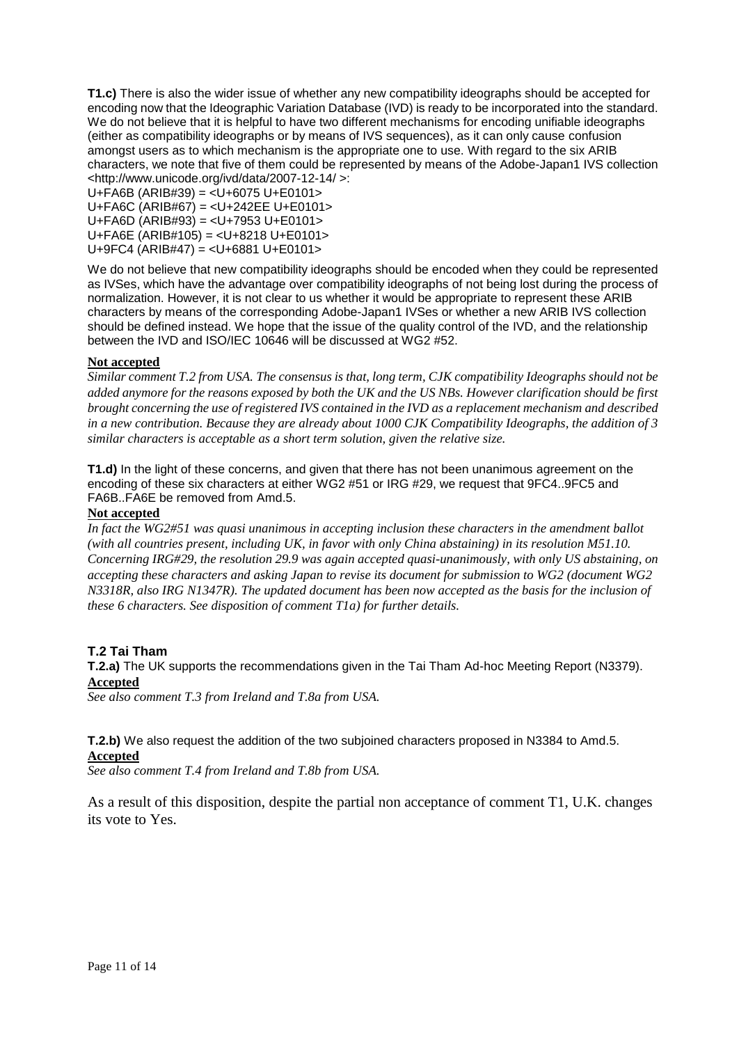**T1.c)** There is also the wider issue of whether any new compatibility ideographs should be accepted for encoding now that the Ideographic Variation Database (IVD) is ready to be incorporated into the standard. We do not believe that it is helpful to have two different mechanisms for encoding unifiable ideographs (either as compatibility ideographs or by means of IVS sequences), as it can only cause confusion amongst users as to which mechanism is the appropriate one to use. With regard to the six ARIB characters, we note that five of them could be represented by means of the Adobe-Japan1 IVS collection <http://www.unicode.org/ivd/data/2007-12-14/ >:

U+FA6B (ARIB#39) = <U+6075 U+E0101>
U+FA6C (ARIB#67) = <U+242EE U+E0101>
U+FA6D (ARIB#93) = <U+7953 U+E0101>
U+FA6E (ARIB#105) = <U+8218 U+E0101>
U+9FC4 (ARIB#47) = <U+6881 U+E0101>

We do not believe that new compatibility ideographs should be encoded when they could be represented as IVSes, which have the advantage over compatibility ideographs of not being lost during the process of normalization. However, it is not clear to us whether it would be appropriate to represent these ARIB characters by means of the corresponding Adobe-Japan1 IVSes or whether a new ARIB IVS collection should be defined instead. We hope that the issue of the quality control of the IVD, and the relationship between the IVD and ISO/IEC 10646 will be discussed at WG2 #52.

**Not accepted**

*Similar comment T.2 from USA. The consensus is that, long term, CJK compatibility Ideographs should not be added anymore for the reasons exposed by both the UK and the US NBs. However clarification should be first brought concerning the use of registered IVS contained in the IVD as a replacement mechanism and described in a new contribution. Because they are already about 1000 CJK Compatibility Ideographs, the addition of 3 similar characters is acceptable as a short term solution, given the relative size.*

**T1.d)** In the light of these concerns, and given that there has not been unanimous agreement on the encoding of these six characters at either WG2 #51 or IRG #29, we request that 9FC4..9FC5 and FA6B..FA6E be removed from Amd.5.

**Not accepted**

*In fact the WG2#51 was quasi unanimous in accepting inclusion these characters in the amendment ballot (with all countries present, including UK, in favor with only China abstaining) in its resolution M51.10. Concerning IRG#29, the resolution 29.9 was again accepted quasi-unanimously, with only US abstaining, on accepting these characters and asking Japan to revise its document for submission to WG2 (document WG2 N3318R, also IRG N1347R). The updated document has been now accepted as the basis for the inclusion of these 6 characters. See disposition of comment T1a) for further details.*

### T.2 Tai Tham

**T.2.a)** The UK supports the recommendations given in the Tai Tham Ad-hoc Meeting Report (N3379).

**Accepted**

*See also comment T.3 from Ireland and T.8a from USA.*

**T.2.b)** We also request the addition of the two subjoined characters proposed in N3384 to Amd.5.

**Accepted**

*See also comment T.4 from Ireland and T.8b from USA.*

As a result of this disposition, despite the partial non acceptance of comment T1, U.K. changes its vote to Yes.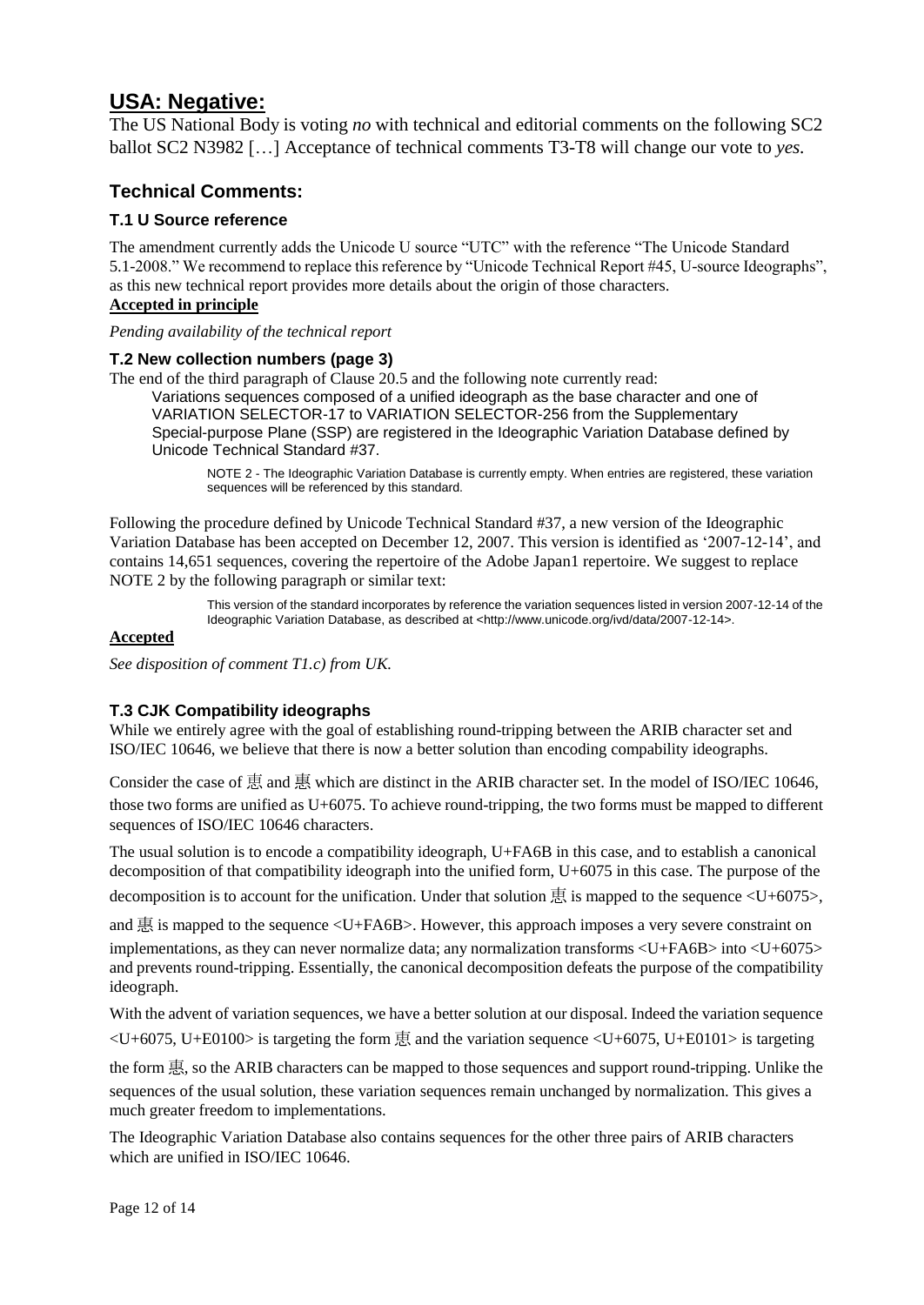## USA: Negative:

The US National Body is voting *no* with technical and editorial comments on the following SC2 ballot SC2 N3982 […] Acceptance of technical comments T3-T8 will change our vote to *yes.*

### Technical Comments:

#### T.1 U Source reference

The amendment currently adds the Unicode U source "UTC" with the reference "The Unicode Standard 5.1-2008." We recommend to replace this reference by "Unicode Technical Report #45, U-source Ideographs", as this new technical report provides more details about the origin of those characters.

**Accepted in principle**

*Pending availability of the technical report*

#### T.2 New collection numbers (page 3)

The end of the third paragraph of Clause 20.5 and the following note currently read:

> Variations sequences composed of a unified ideograph as the base character and one of VARIATION SELECTOR-17 to VARIATION SELECTOR-256 from the Supplementary Special-purpose Plane (SSP) are registered in the Ideographic Variation Database defined by Unicode Technical Standard #37.
>
> NOTE 2 - The Ideographic Variation Database is currently empty. When entries are registered, these variation sequences will be referenced by this standard.

Following the procedure defined by Unicode Technical Standard #37, a new version of the Ideographic Variation Database has been accepted on December 12, 2007. This version is identified as '2007-12-14', and contains 14,651 sequences, covering the repertoire of the Adobe Japan1 repertoire. We suggest to replace NOTE 2 by the following paragraph or similar text:

> This version of the standard incorporates by reference the variation sequences listed in version 2007-12-14 of the Ideographic Variation Database, as described at <http://www.unicode.org/ivd/data/2007-12-14>.

**Accepted**

*See disposition of comment T1.c) from UK.*

#### T.3 CJK Compatibility ideographs

While we entirely agree with the goal of establishing round-tripping between the ARIB character set and ISO/IEC 10646, we believe that there is now a better solution than encoding compability ideographs.

Consider the case of 恵 and 惠 which are distinct in the ARIB character set. In the model of ISO/IEC 10646, those two forms are unified as U+6075. To achieve round-tripping, the two forms must be mapped to different sequences of ISO/IEC 10646 characters.

The usual solution is to encode a compatibility ideograph, U+FA6B in this case, and to establish a canonical decomposition of that compatibility ideograph into the unified form, U+6075 in this case. The purpose of the decomposition is to account for the unification. Under that solution 恵 is mapped to the sequence <U+6075>, and 惠 is mapped to the sequence <U+FA6B>. However, this approach imposes a very severe constraint on implementations, as they can never normalize data; any normalization transforms <U+FA6B> into <U+6075> and prevents round-tripping. Essentially, the canonical decomposition defeats the purpose of the compatibility ideograph.

With the advent of variation sequences, we have a better solution at our disposal. Indeed the variation sequence <U+6075, U+E0100> is targeting the form 恵 and the variation sequence <U+6075, U+E0101> is targeting the form 惠, so the ARIB characters can be mapped to those sequences and support round-tripping. Unlike the sequences of the usual solution, these variation sequences remain unchanged by normalization. This gives a much greater freedom to implementations.

The Ideographic Variation Database also contains sequences for the other three pairs of ARIB characters which are unified in ISO/IEC 10646.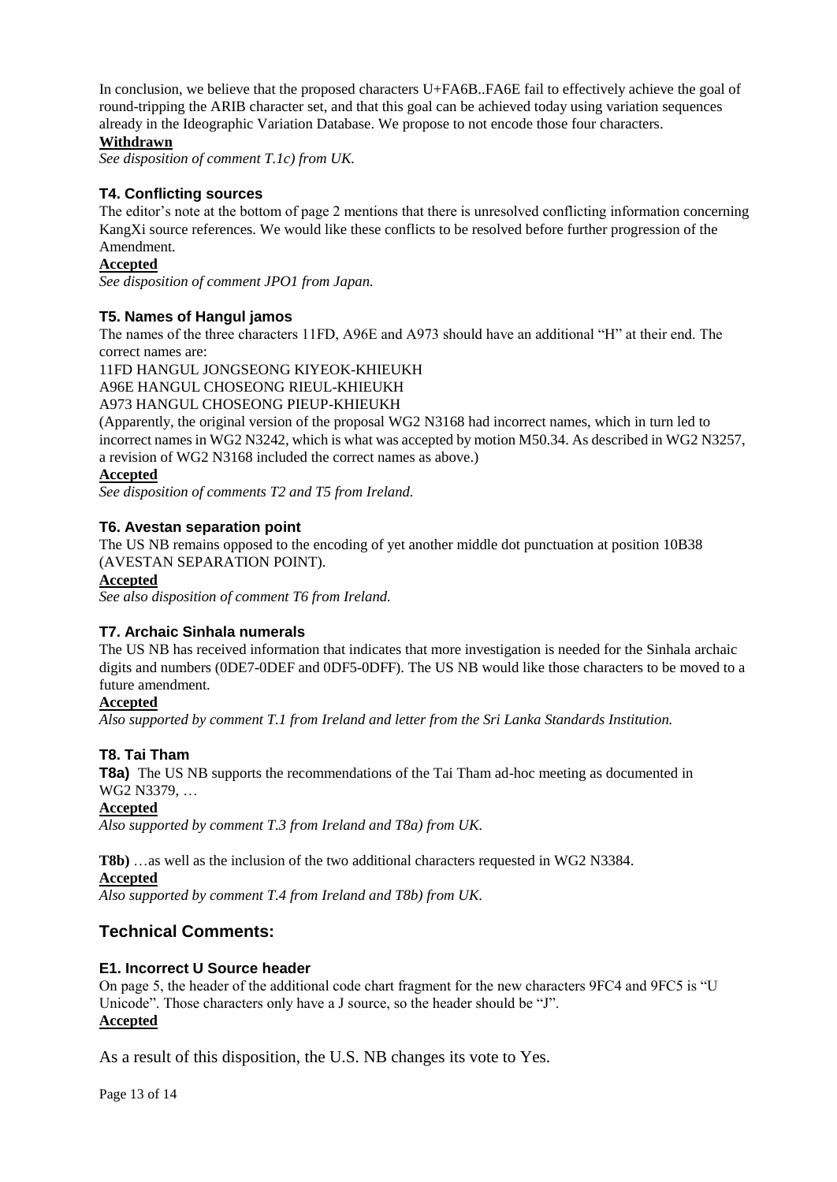In conclusion, we believe that the proposed characters U+FA6B..FA6E fail to effectively achieve the goal of round-tripping the ARIB character set, and that this goal can be achieved today using variation sequences already in the Ideographic Variation Database. We propose to not encode those four characters.

**Withdrawn**

*See disposition of comment T.1c) from UK.*

### T4. Conflicting sources

The editor's note at the bottom of page 2 mentions that there is unresolved conflicting information concerning KangXi source references. We would like these conflicts to be resolved before further progression of the Amendment.

**Accepted**

*See disposition of comment JPO1 from Japan.*

### T5. Names of Hangul jamos

The names of the three characters 11FD, A96E and A973 should have an additional "H" at their end. The correct names are:

11FD HANGUL JONGSEONG KIYEOK-KHIEUKH

A96E HANGUL CHOSEONG RIEUL-KHIEUKH

A973 HANGUL CHOSEONG PIEUP-KHIEUKH

(Apparently, the original version of the proposal WG2 N3168 had incorrect names, which in turn led to incorrect names in WG2 N3242, which is what was accepted by motion M50.34. As described in WG2 N3257, a revision of WG2 N3168 included the correct names as above.)

**Accepted**

*See disposition of comments T2 and T5 from Ireland.*

### T6. Avestan separation point

The US NB remains opposed to the encoding of yet another middle dot punctuation at position 10B38 (AVESTAN SEPARATION POINT).

**Accepted**

*See also disposition of comment T6 from Ireland.*

### T7. Archaic Sinhala numerals

The US NB has received information that indicates that more investigation is needed for the Sinhala archaic digits and numbers (0DE7-0DEF and 0DF5-0DFF). The US NB would like those characters to be moved to a future amendment.

**Accepted**

*Also supported by comment T.1 from Ireland and letter from the Sri Lanka Standards Institution.*

### T8. Tai Tham

**T8a)** The US NB supports the recommendations of the Tai Tham ad-hoc meeting as documented in WG2 N3379, …

**Accepted**

*Also supported by comment T.3 from Ireland and T8a) from UK.*

**T8b)** …as well as the inclusion of the two additional characters requested in WG2 N3384.

**Accepted**

*Also supported by comment T.4 from Ireland and T8b) from UK.*

## Technical Comments:

### E1. Incorrect U Source header

On page 5, the header of the additional code chart fragment for the new characters 9FC4 and 9FC5 is "U Unicode". Those characters only have a J source, so the header should be "J".

**Accepted**

As a result of this disposition, the U.S. NB changes its vote to Yes.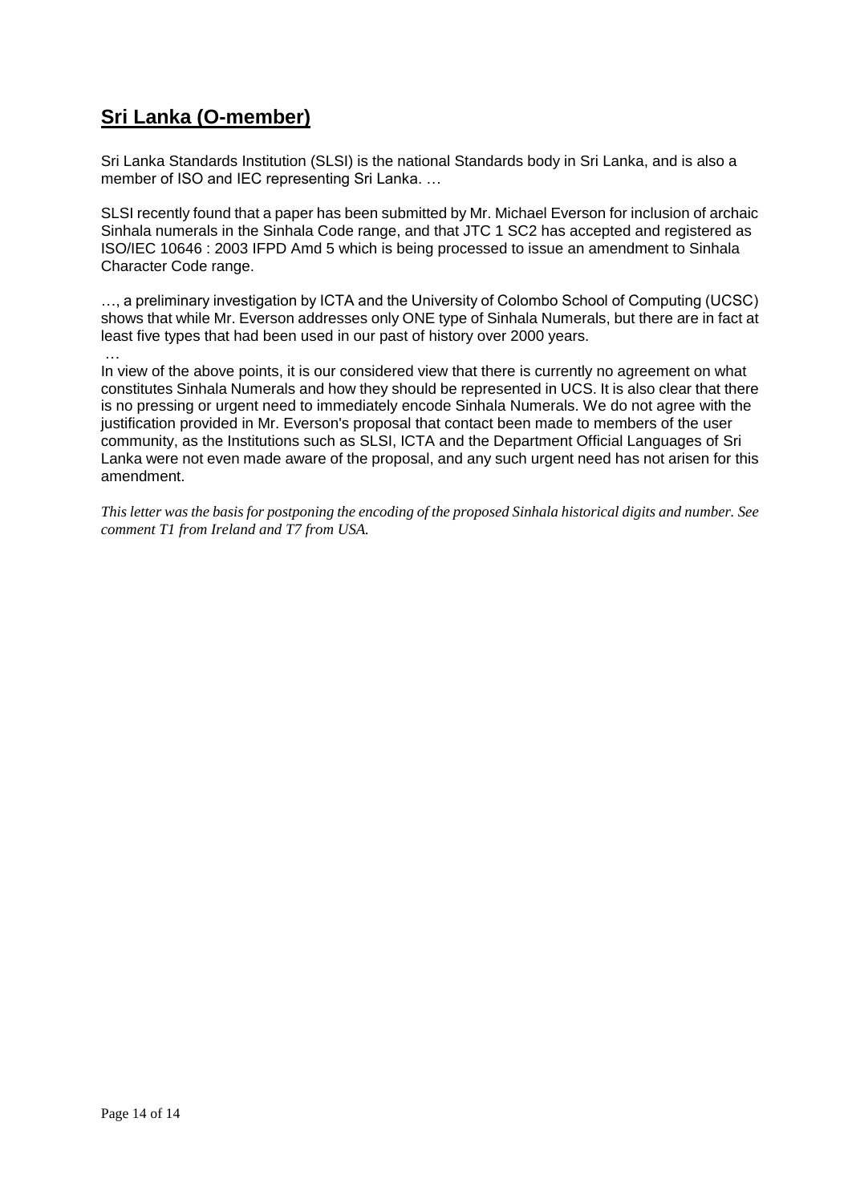## Sri Lanka (O-member)

Sri Lanka Standards Institution (SLSI) is the national Standards body in Sri Lanka, and is also a member of ISO and IEC representing Sri Lanka. …

SLSI recently found that a paper has been submitted by Mr. Michael Everson for inclusion of archaic Sinhala numerals in the Sinhala Code range, and that JTC 1 SC2 has accepted and registered as ISO/IEC 10646 : 2003 IFPD Amd 5 which is being processed to issue an amendment to Sinhala Character Code range.

…, a preliminary investigation by ICTA and the University of Colombo School of Computing (UCSC) shows that while Mr. Everson addresses only ONE type of Sinhala Numerals, but there are in fact at least five types that had been used in our past of history over 2000 years.

…

In view of the above points, it is our considered view that there is currently no agreement on what constitutes Sinhala Numerals and how they should be represented in UCS. It is also clear that there is no pressing or urgent need to immediately encode Sinhala Numerals. We do not agree with the justification provided in Mr. Everson's proposal that contact been made to members of the user community, as the Institutions such as SLSI, ICTA and the Department Official Languages of Sri Lanka were not even made aware of the proposal, and any such urgent need has not arisen for this amendment.

*This letter was the basis for postponing the encoding of the proposed Sinhala historical digits and number. See comment T1 from Ireland and T7 from USA.*